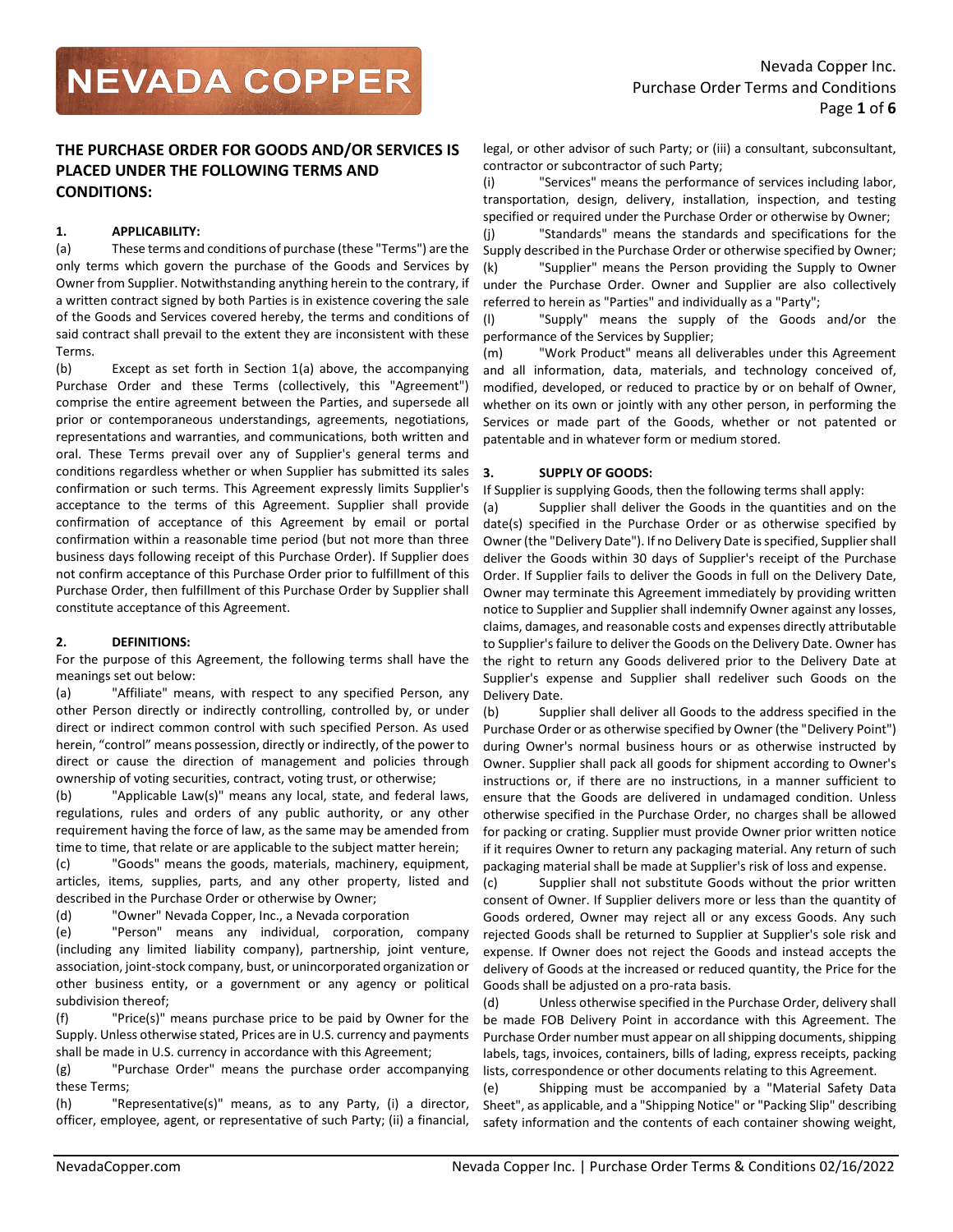## THE PURCHASE ORDER FOR GOODS AND/OR SERVICES IS PLACED UNDER THE FOLLOWING TERMS AND CONDITIONS:

### 1. APPLICABILITY:

(a) These terms and conditions of purchase (these "Terms") are the only terms which govern the purchase of the Goods and Services by Owner from Supplier. Notwithstanding anything herein to the contrary, if a written contract signed by both Parties is in existence covering the sale of the Goods and Services covered hereby, the terms and conditions of said contract shall prevail to the extent they are inconsistent with these Terms.

(b) Except as set forth in Section 1(a) above, the accompanying Purchase Order and these Terms (collectively, this "Agreement") comprise the entire agreement between the Parties, and supersede all prior or contemporaneous understandings, agreements, negotiations, representations and warranties, and communications, both written and oral. These Terms prevail over any of Supplier's general terms and conditions regardless whether or when Supplier has submitted its sales confirmation or such terms. This Agreement expressly limits Supplier's acceptance to the terms of this Agreement. Supplier shall provide confirmation of acceptance of this Agreement by email or portal confirmation within a reasonable time period (but not more than three business days following receipt of this Purchase Order). If Supplier does not confirm acceptance of this Purchase Order prior to fulfillment of this Purchase Order, then fulfillment of this Purchase Order by Supplier shall constitute acceptance of this Agreement.

### 2. DEFINITIONS:

For the purpose of this Agreement, the following terms shall have the meanings set out below:

(a) "Affiliate" means, with respect to any specified Person, any other Person directly or indirectly controlling, controlled by, or under direct or indirect common control with such specified Person. As used herein, "control" means possession, directly or indirectly, of the power to direct or cause the direction of management and policies through ownership of voting securities, contract, voting trust, or otherwise;

(b) "Applicable Law(s)" means any local, state, and federal laws, regulations, rules and orders of any public authority, or any other requirement having the force of law, as the same may be amended from time to time, that relate or are applicable to the subject matter herein;

(c) "Goods" means the goods, materials, machinery, equipment, articles, items, supplies, parts, and any other property, listed and described in the Purchase Order or otherwise by Owner;

(d) "Owner" Nevada Copper, Inc., a Nevada corporation

(e) "Person" means any individual, corporation, company (including any limited liability company), partnership, joint venture, association, joint-stock company, bust, or unincorporated organization or other business entity, or a government or any agency or political subdivision thereof;

(f) "Price(s)" means purchase price to be paid by Owner for the Supply. Unless otherwise stated, Prices are in U.S. currency and payments shall be made in U.S. currency in accordance with this Agreement;

(g) "Purchase Order" means the purchase order accompanying these Terms;

(h) "Representative(s)" means, as to any Party, (i) a director, officer, employee, agent, or representative of such Party; (ii) a financial, legal, or other advisor of such Party; or (iii) a consultant, subconsultant, contractor or subcontractor of such Party;

(i) "Services" means the performance of services including labor, transportation, design, delivery, installation, inspection, and testing specified or required under the Purchase Order or otherwise by Owner;

(j) "Standards" means the standards and specifications for the Supply described in the Purchase Order or otherwise specified by Owner;

(k) "Supplier" means the Person providing the Supply to Owner under the Purchase Order. Owner and Supplier are also collectively referred to herein as "Parties" and individually as a "Party";

(l) "Supply" means the supply of the Goods and/or the performance of the Services by Supplier;

(m) "Work Product" means all deliverables under this Agreement and all information, data, materials, and technology conceived of, modified, developed, or reduced to practice by or on behalf of Owner, whether on its own or jointly with any other person, in performing the Services or made part of the Goods, whether or not patented or patentable and in whatever form or medium stored.

### 3. SUPPLY OF GOODS:

If Supplier is supplying Goods, then the following terms shall apply:

(a) Supplier shall deliver the Goods in the quantities and on the date(s) specified in the Purchase Order or as otherwise specified by Owner (the "Delivery Date"). If no Delivery Date is specified, Supplier shall deliver the Goods within 30 days of Supplier's receipt of the Purchase Order. If Supplier fails to deliver the Goods in full on the Delivery Date, Owner may terminate this Agreement immediately by providing written notice to Supplier and Supplier shall indemnify Owner against any losses, claims, damages, and reasonable costs and expenses directly attributable to Supplier's failure to deliver the Goods on the Delivery Date. Owner has the right to return any Goods delivered prior to the Delivery Date at Supplier's expense and Supplier shall redeliver such Goods on the Delivery Date.

(b) Supplier shall deliver all Goods to the address specified in the Purchase Order or as otherwise specified by Owner (the "Delivery Point") during Owner's normal business hours or as otherwise instructed by Owner. Supplier shall pack all goods for shipment according to Owner's instructions or, if there are no instructions, in a manner sufficient to ensure that the Goods are delivered in undamaged condition. Unless otherwise specified in the Purchase Order, no charges shall be allowed for packing or crating. Supplier must provide Owner prior written notice if it requires Owner to return any packaging material. Any return of such packaging material shall be made at Supplier's risk of loss and expense.

(c) Supplier shall not substitute Goods without the prior written consent of Owner. If Supplier delivers more or less than the quantity of Goods ordered, Owner may reject all or any excess Goods. Any such rejected Goods shall be returned to Supplier at Supplier's sole risk and expense. If Owner does not reject the Goods and instead accepts the delivery of Goods at the increased or reduced quantity, the Price for the Goods shall be adjusted on a pro-rata basis.

(d) Unless otherwise specified in the Purchase Order, delivery shall be made FOB Delivery Point in accordance with this Agreement. The Purchase Order number must appear on all shipping documents, shipping labels, tags, invoices, containers, bills of lading, express receipts, packing lists, correspondence or other documents relating to this Agreement.

(e) Shipping must be accompanied by a "Material Safety Data Sheet", as applicable, and a "Shipping Notice" or "Packing Slip" describing safety information and the contents of each container showing weight,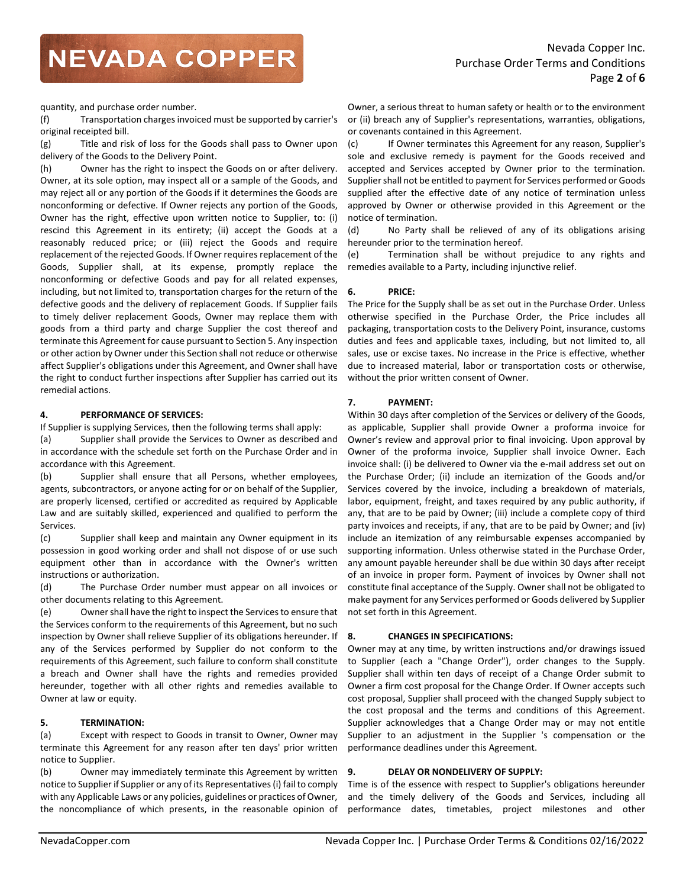quantity, and purchase order number.

(f) Transportation charges invoiced must be supported by carrier's original receipted bill.

(g) Title and risk of loss for the Goods shall pass to Owner upon delivery of the Goods to the Delivery Point.

(h) Owner has the right to inspect the Goods on or after delivery. Owner, at its sole option, may inspect all or a sample of the Goods, and may reject all or any portion of the Goods if it determines the Goods are nonconforming or defective. If Owner rejects any portion of the Goods, Owner has the right, effective upon written notice to Supplier, to: (i) rescind this Agreement in its entirety; (ii) accept the Goods at a reasonably reduced price; or (iii) reject the Goods and require replacement of the rejected Goods. If Owner requires replacement of the Goods, Supplier shall, at its expense, promptly replace the nonconforming or defective Goods and pay for all related expenses, including, but not limited to, transportation charges for the return of the defective goods and the delivery of replacement Goods. If Supplier fails to timely deliver replacement Goods, Owner may replace them with goods from a third party and charge Supplier the cost thereof and terminate this Agreement for cause pursuant to Section 5. Any inspection or other action by Owner under this Section shall not reduce or otherwise affect Supplier's obligations under this Agreement, and Owner shall have the right to conduct further inspections after Supplier has carried out its remedial actions.

**4. PERFORMANCE OF SERVICES:**

If Supplier is supplying Services, then the following terms shall apply:

(a) Supplier shall provide the Services to Owner as described and in accordance with the schedule set forth on the Purchase Order and in accordance with this Agreement.

(b) Supplier shall ensure that all Persons, whether employees, agents, subcontractors, or anyone acting for or on behalf of the Supplier, are properly licensed, certified or accredited as required by Applicable Law and are suitably skilled, experienced and qualified to perform the Services.

(c) Supplier shall keep and maintain any Owner equipment in its possession in good working order and shall not dispose of or use such equipment other than in accordance with the Owner's written instructions or authorization.

(d) The Purchase Order number must appear on all invoices or other documents relating to this Agreement.

(e) Owner shall have the right to inspect the Services to ensure that the Services conform to the requirements of this Agreement, but no such inspection by Owner shall relieve Supplier of its obligations hereunder. If any of the Services performed by Supplier do not conform to the requirements of this Agreement, such failure to conform shall constitute a breach and Owner shall have the rights and remedies provided hereunder, together with all other rights and remedies available to Owner at law or equity.

**5. TERMINATION:**

(a) Except with respect to Goods in transit to Owner, Owner may terminate this Agreement for any reason after ten days' prior written notice to Supplier.

(b) Owner may immediately terminate this Agreement by written notice to Supplier if Supplier or any of its Representatives (i) fail to comply with any Applicable Laws or any policies, guidelines or practices of Owner, the noncompliance of which presents, in the reasonable opinion of Owner, a serious threat to human safety or health or to the environment or (ii) breach any of Supplier's representations, warranties, obligations, or covenants contained in this Agreement.

(c) If Owner terminates this Agreement for any reason, Supplier's sole and exclusive remedy is payment for the Goods received and accepted and Services accepted by Owner prior to the termination. Supplier shall not be entitled to payment for Services performed or Goods supplied after the effective date of any notice of termination unless approved by Owner or otherwise provided in this Agreement or the notice of termination.

(d) No Party shall be relieved of any of its obligations arising hereunder prior to the termination hereof.

(e) Termination shall be without prejudice to any rights and remedies available to a Party, including injunctive relief.

**6. PRICE:**

The Price for the Supply shall be as set out in the Purchase Order. Unless otherwise specified in the Purchase Order, the Price includes all packaging, transportation costs to the Delivery Point, insurance, customs duties and fees and applicable taxes, including, but not limited to, all sales, use or excise taxes. No increase in the Price is effective, whether due to increased material, labor or transportation costs or otherwise, without the prior written consent of Owner.

**7. PAYMENT:**

Within 30 days after completion of the Services or delivery of the Goods, as applicable, Supplier shall provide Owner a proforma invoice for Owner's review and approval prior to final invoicing. Upon approval by Owner of the proforma invoice, Supplier shall invoice Owner. Each invoice shall: (i) be delivered to Owner via the e-mail address set out on the Purchase Order; (ii) include an itemization of the Goods and/or Services covered by the invoice, including a breakdown of materials, labor, equipment, freight, and taxes required by any public authority, if any, that are to be paid by Owner; (iii) include a complete copy of third party invoices and receipts, if any, that are to be paid by Owner; and (iv) include an itemization of any reimbursable expenses accompanied by supporting information. Unless otherwise stated in the Purchase Order, any amount payable hereunder shall be due within 30 days after receipt of an invoice in proper form. Payment of invoices by Owner shall not constitute final acceptance of the Supply. Owner shall not be obligated to make payment for any Services performed or Goods delivered by Supplier not set forth in this Agreement.

**8. CHANGES IN SPECIFICATIONS:**

Owner may at any time, by written instructions and/or drawings issued to Supplier (each a "Change Order"), order changes to the Supply. Supplier shall within ten days of receipt of a Change Order submit to Owner a firm cost proposal for the Change Order. If Owner accepts such cost proposal, Supplier shall proceed with the changed Supply subject to the cost proposal and the terms and conditions of this Agreement. Supplier acknowledges that a Change Order may or may not entitle Supplier to an adjustment in the Supplier 's compensation or the performance deadlines under this Agreement.

**9. DELAY OR NONDELIVERY OF SUPPLY:**

Time is of the essence with respect to Supplier's obligations hereunder and the timely delivery of the Goods and Services, including all performance dates, timetables, project milestones and other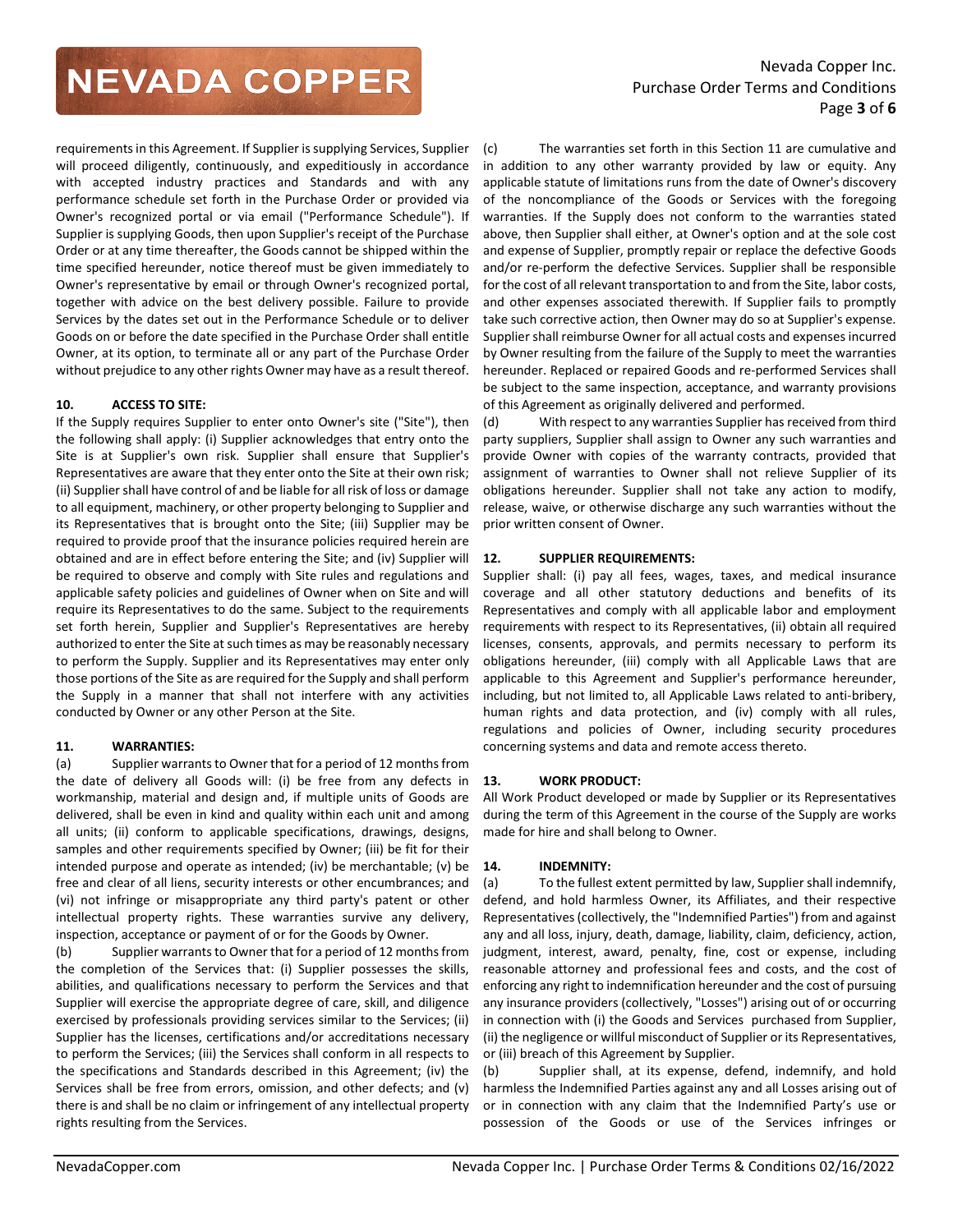requirements in this Agreement. If Supplier is supplying Services, Supplier will proceed diligently, continuously, and expeditiously in accordance with accepted industry practices and Standards and with any performance schedule set forth in the Purchase Order or provided via Owner's recognized portal or via email ("Performance Schedule"). If Supplier is supplying Goods, then upon Supplier's receipt of the Purchase Order or at any time thereafter, the Goods cannot be shipped within the time specified hereunder, notice thereof must be given immediately to Owner's representative by email or through Owner's recognized portal, together with advice on the best delivery possible. Failure to provide Services by the dates set out in the Performance Schedule or to deliver Goods on or before the date specified in the Purchase Order shall entitle Owner, at its option, to terminate all or any part of the Purchase Order without prejudice to any other rights Owner may have as a result thereof.

**10. ACCESS TO SITE:**

If the Supply requires Supplier to enter onto Owner's site ("Site"), then the following shall apply: (i) Supplier acknowledges that entry onto the Site is at Supplier's own risk. Supplier shall ensure that Supplier's Representatives are aware that they enter onto the Site at their own risk; (ii) Supplier shall have control of and be liable for all risk of loss or damage to all equipment, machinery, or other property belonging to Supplier and its Representatives that is brought onto the Site; (iii) Supplier may be required to provide proof that the insurance policies required herein are obtained and are in effect before entering the Site; and (iv) Supplier will be required to observe and comply with Site rules and regulations and applicable safety policies and guidelines of Owner when on Site and will require its Representatives to do the same. Subject to the requirements set forth herein, Supplier and Supplier's Representatives are hereby authorized to enter the Site at such times as may be reasonably necessary to perform the Supply. Supplier and its Representatives may enter only those portions of the Site as are required for the Supply and shall perform the Supply in a manner that shall not interfere with any activities conducted by Owner or any other Person at the Site.

**11. WARRANTIES:**

(a) Supplier warrants to Owner that for a period of 12 months from the date of delivery all Goods will: (i) be free from any defects in workmanship, material and design and, if multiple units of Goods are delivered, shall be even in kind and quality within each unit and among all units; (ii) conform to applicable specifications, drawings, designs, samples and other requirements specified by Owner; (iii) be fit for their intended purpose and operate as intended; (iv) be merchantable; (v) be free and clear of all liens, security interests or other encumbrances; and (vi) not infringe or misappropriate any third party's patent or other intellectual property rights. These warranties survive any delivery, inspection, acceptance or payment of or for the Goods by Owner.

(b) Supplier warrants to Owner that for a period of 12 months from the completion of the Services that: (i) Supplier possesses the skills, abilities, and qualifications necessary to perform the Services and that Supplier will exercise the appropriate degree of care, skill, and diligence exercised by professionals providing services similar to the Services; (ii) Supplier has the licenses, certifications and/or accreditations necessary to perform the Services; (iii) the Services shall conform in all respects to the specifications and Standards described in this Agreement; (iv) the Services shall be free from errors, omission, and other defects; and (v) there is and shall be no claim or infringement of any intellectual property rights resulting from the Services.

(c) The warranties set forth in this Section 11 are cumulative and in addition to any other warranty provided by law or equity. Any applicable statute of limitations runs from the date of Owner's discovery of the noncompliance of the Goods or Services with the foregoing warranties. If the Supply does not conform to the warranties stated above, then Supplier shall either, at Owner's option and at the sole cost and expense of Supplier, promptly repair or replace the defective Goods and/or re-perform the defective Services. Supplier shall be responsible for the cost of all relevant transportation to and from the Site, labor costs, and other expenses associated therewith. If Supplier fails to promptly take such corrective action, then Owner may do so at Supplier's expense. Supplier shall reimburse Owner for all actual costs and expenses incurred by Owner resulting from the failure of the Supply to meet the warranties hereunder. Replaced or repaired Goods and re-performed Services shall be subject to the same inspection, acceptance, and warranty provisions of this Agreement as originally delivered and performed.

(d) With respect to any warranties Supplier has received from third party suppliers, Supplier shall assign to Owner any such warranties and provide Owner with copies of the warranty contracts, provided that assignment of warranties to Owner shall not relieve Supplier of its obligations hereunder. Supplier shall not take any action to modify, release, waive, or otherwise discharge any such warranties without the prior written consent of Owner.

**12. SUPPLIER REQUIREMENTS:**

Supplier shall: (i) pay all fees, wages, taxes, and medical insurance coverage and all other statutory deductions and benefits of its Representatives and comply with all applicable labor and employment requirements with respect to its Representatives, (ii) obtain all required licenses, consents, approvals, and permits necessary to perform its obligations hereunder, (iii) comply with all Applicable Laws that are applicable to this Agreement and Supplier's performance hereunder, including, but not limited to, all Applicable Laws related to anti-bribery, human rights and data protection, and (iv) comply with all rules, regulations and policies of Owner, including security procedures concerning systems and data and remote access thereto.

**13. WORK PRODUCT:**

All Work Product developed or made by Supplier or its Representatives during the term of this Agreement in the course of the Supply are works made for hire and shall belong to Owner.

**14. INDEMNITY:**

(a) To the fullest extent permitted by law, Supplier shall indemnify, defend, and hold harmless Owner, its Affiliates, and their respective Representatives (collectively, the "Indemnified Parties") from and against any and all loss, injury, death, damage, liability, claim, deficiency, action, judgment, interest, award, penalty, fine, cost or expense, including reasonable attorney and professional fees and costs, and the cost of enforcing any right to indemnification hereunder and the cost of pursuing any insurance providers (collectively, "Losses") arising out of or occurring in connection with (i) the Goods and Services purchased from Supplier, (ii) the negligence or willful misconduct of Supplier or its Representatives, or (iii) breach of this Agreement by Supplier.

(b) Supplier shall, at its expense, defend, indemnify, and hold harmless the Indemnified Parties against any and all Losses arising out of or in connection with any claim that the Indemnified Party's use or possession of the Goods or use of the Services infringes or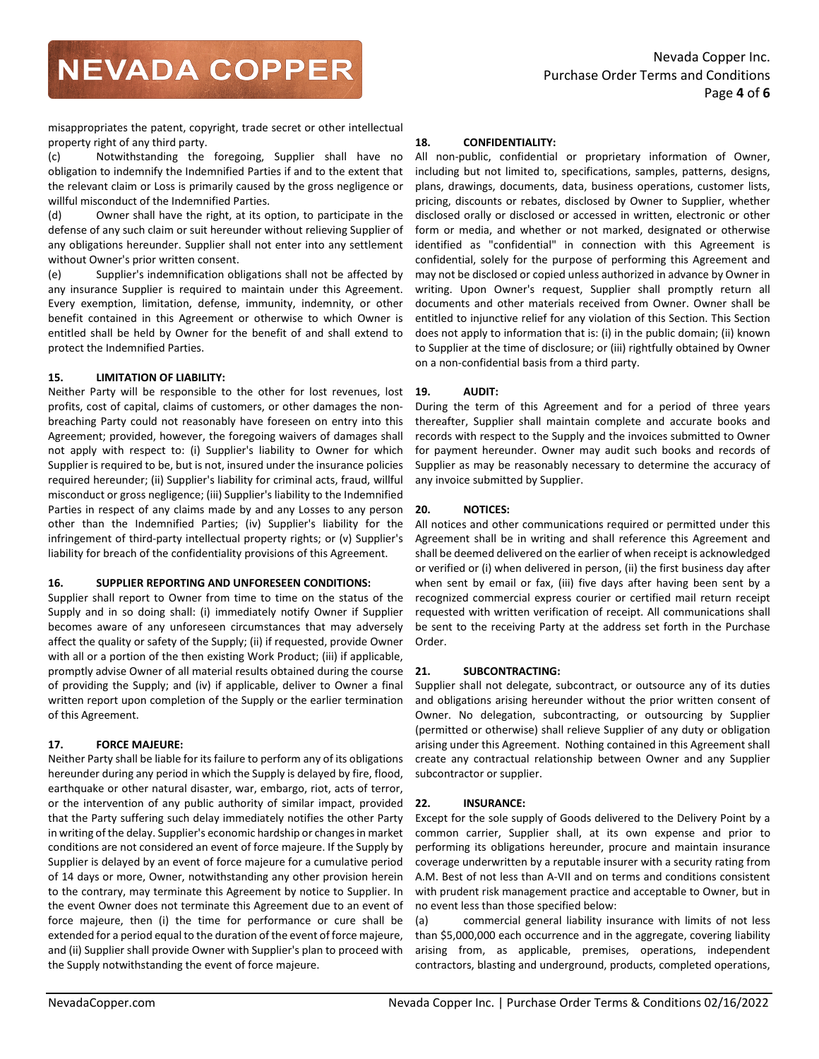misappropriates the patent, copyright, trade secret or other intellectual property right of any third party.

(c) Notwithstanding the foregoing, Supplier shall have no obligation to indemnify the Indemnified Parties if and to the extent that the relevant claim or Loss is primarily caused by the gross negligence or willful misconduct of the Indemnified Parties.

(d) Owner shall have the right, at its option, to participate in the defense of any such claim or suit hereunder without relieving Supplier of any obligations hereunder. Supplier shall not enter into any settlement without Owner's prior written consent.

(e) Supplier's indemnification obligations shall not be affected by any insurance Supplier is required to maintain under this Agreement. Every exemption, limitation, defense, immunity, indemnity, or other benefit contained in this Agreement or otherwise to which Owner is entitled shall be held by Owner for the benefit of and shall extend to protect the Indemnified Parties.

**15. LIMITATION OF LIABILITY:**

Neither Party will be responsible to the other for lost revenues, lost profits, cost of capital, claims of customers, or other damages the non-breaching Party could not reasonably have foreseen on entry into this Agreement; provided, however, the foregoing waivers of damages shall not apply with respect to: (i) Supplier's liability to Owner for which Supplier is required to be, but is not, insured under the insurance policies required hereunder; (ii) Supplier's liability for criminal acts, fraud, willful misconduct or gross negligence; (iii) Supplier's liability to the Indemnified Parties in respect of any claims made by and any Losses to any person other than the Indemnified Parties; (iv) Supplier's liability for the infringement of third-party intellectual property rights; or (v) Supplier's liability for breach of the confidentiality provisions of this Agreement.

**16. SUPPLIER REPORTING AND UNFORESEEN CONDITIONS:**

Supplier shall report to Owner from time to time on the status of the Supply and in so doing shall: (i) immediately notify Owner if Supplier becomes aware of any unforeseen circumstances that may adversely affect the quality or safety of the Supply; (ii) if requested, provide Owner with all or a portion of the then existing Work Product; (iii) if applicable, promptly advise Owner of all material results obtained during the course of providing the Supply; and (iv) if applicable, deliver to Owner a final written report upon completion of the Supply or the earlier termination of this Agreement.

**17. FORCE MAJEURE:**

Neither Party shall be liable for its failure to perform any of its obligations hereunder during any period in which the Supply is delayed by fire, flood, earthquake or other natural disaster, war, embargo, riot, acts of terror, or the intervention of any public authority of similar impact, provided that the Party suffering such delay immediately notifies the other Party in writing of the delay. Supplier's economic hardship or changes in market conditions are not considered an event of force majeure. If the Supply by Supplier is delayed by an event of force majeure for a cumulative period of 14 days or more, Owner, notwithstanding any other provision herein to the contrary, may terminate this Agreement by notice to Supplier. In the event Owner does not terminate this Agreement due to an event of force majeure, then (i) the time for performance or cure shall be extended for a period equal to the duration of the event of force majeure, and (ii) Supplier shall provide Owner with Supplier's plan to proceed with the Supply notwithstanding the event of force majeure.

**18. CONFIDENTIALITY:**

All non-public, confidential or proprietary information of Owner, including but not limited to, specifications, samples, patterns, designs, plans, drawings, documents, data, business operations, customer lists, pricing, discounts or rebates, disclosed by Owner to Supplier, whether disclosed orally or disclosed or accessed in written, electronic or other form or media, and whether or not marked, designated or otherwise identified as "confidential" in connection with this Agreement is confidential, solely for the purpose of performing this Agreement and may not be disclosed or copied unless authorized in advance by Owner in writing. Upon Owner's request, Supplier shall promptly return all documents and other materials received from Owner. Owner shall be entitled to injunctive relief for any violation of this Section. This Section does not apply to information that is: (i) in the public domain; (ii) known to Supplier at the time of disclosure; or (iii) rightfully obtained by Owner on a non-confidential basis from a third party.

**19. AUDIT:**

During the term of this Agreement and for a period of three years thereafter, Supplier shall maintain complete and accurate books and records with respect to the Supply and the invoices submitted to Owner for payment hereunder. Owner may audit such books and records of Supplier as may be reasonably necessary to determine the accuracy of any invoice submitted by Supplier.

**20. NOTICES:**

All notices and other communications required or permitted under this Agreement shall be in writing and shall reference this Agreement and shall be deemed delivered on the earlier of when receipt is acknowledged or verified or (i) when delivered in person, (ii) the first business day after when sent by email or fax, (iii) five days after having been sent by a recognized commercial express courier or certified mail return receipt requested with written verification of receipt. All communications shall be sent to the receiving Party at the address set forth in the Purchase Order.

**21. SUBCONTRACTING:**

Supplier shall not delegate, subcontract, or outsource any of its duties and obligations arising hereunder without the prior written consent of Owner. No delegation, subcontracting, or outsourcing by Supplier (permitted or otherwise) shall relieve Supplier of any duty or obligation arising under this Agreement. Nothing contained in this Agreement shall create any contractual relationship between Owner and any Supplier subcontractor or supplier.

**22. INSURANCE:**

Except for the sole supply of Goods delivered to the Delivery Point by a common carrier, Supplier shall, at its own expense and prior to performing its obligations hereunder, procure and maintain insurance coverage underwritten by a reputable insurer with a security rating from A.M. Best of not less than A-VII and on terms and conditions consistent with prudent risk management practice and acceptable to Owner, but in no event less than those specified below:

(a) commercial general liability insurance with limits of not less than $5,000,000 each occurrence and in the aggregate, covering liability arising from, as applicable, premises, operations, independent contractors, blasting and underground, products, completed operations,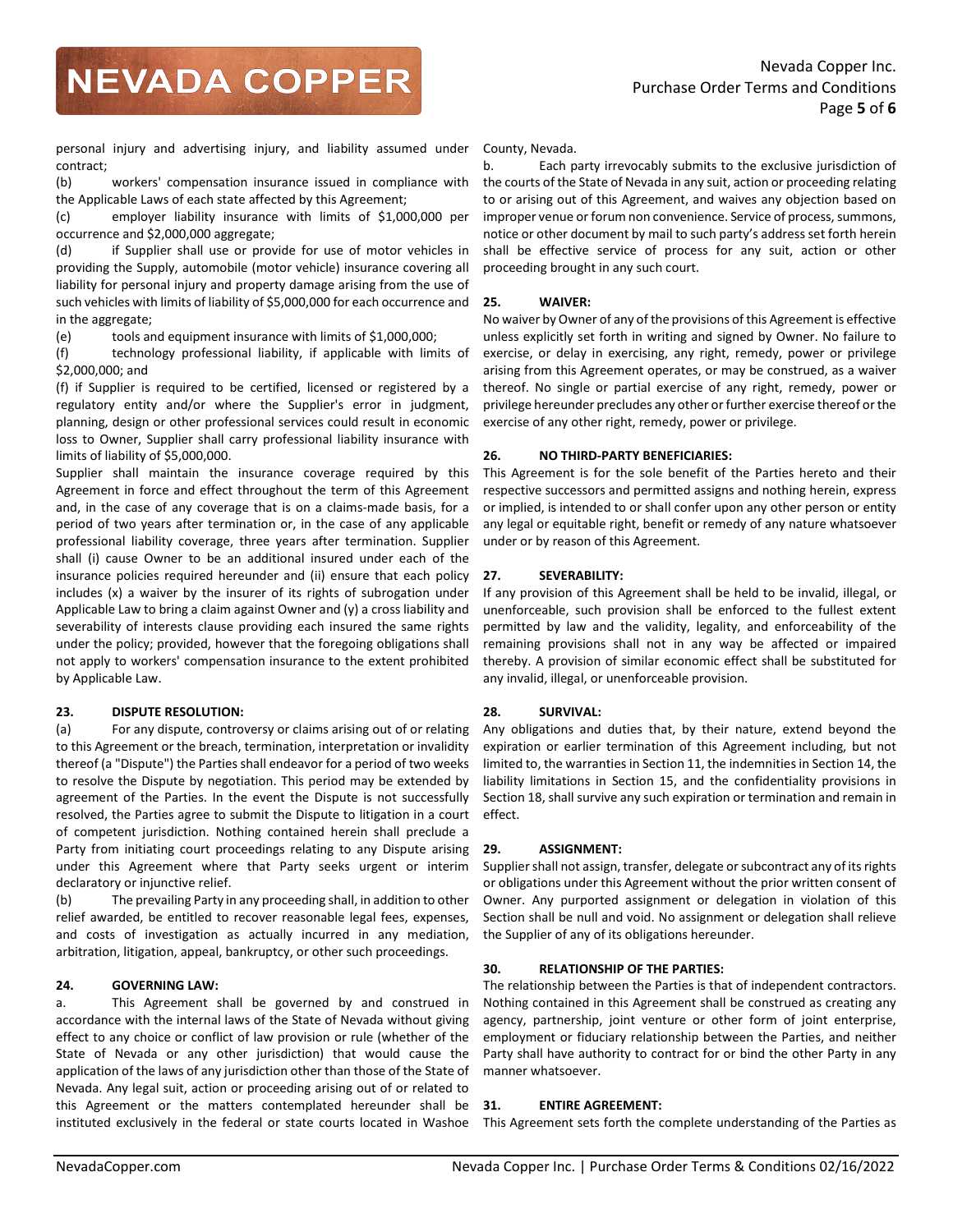personal injury and advertising injury, and liability assumed under contract;

(b) workers' compensation insurance issued in compliance with the Applicable Laws of each state affected by this Agreement;

(c) employer liability insurance with limits of $1,000,000 per occurrence and $2,000,000 aggregate;

(d) if Supplier shall use or provide for use of motor vehicles in providing the Supply, automobile (motor vehicle) insurance covering all liability for personal injury and property damage arising from the use of such vehicles with limits of liability of $5,000,000 for each occurrence and in the aggregate;

(e) tools and equipment insurance with limits of $1,000,000;

(f) technology professional liability, if applicable with limits of $2,000,000; and

(f) if Supplier is required to be certified, licensed or registered by a regulatory entity and/or where the Supplier's error in judgment, planning, design or other professional services could result in economic loss to Owner, Supplier shall carry professional liability insurance with limits of liability of $5,000,000.

Supplier shall maintain the insurance coverage required by this Agreement in force and effect throughout the term of this Agreement and, in the case of any coverage that is on a claims-made basis, for a period of two years after termination or, in the case of any applicable professional liability coverage, three years after termination. Supplier shall (i) cause Owner to be an additional insured under each of the insurance policies required hereunder and (ii) ensure that each policy includes (x) a waiver by the insurer of its rights of subrogation under Applicable Law to bring a claim against Owner and (y) a cross liability and severability of interests clause providing each insured the same rights under the policy; provided, however that the foregoing obligations shall not apply to workers' compensation insurance to the extent prohibited by Applicable Law.

**23. DISPUTE RESOLUTION:**

(a) For any dispute, controversy or claims arising out of or relating to this Agreement or the breach, termination, interpretation or invalidity thereof (a "Dispute") the Parties shall endeavor for a period of two weeks to resolve the Dispute by negotiation. This period may be extended by agreement of the Parties. In the event the Dispute is not successfully resolved, the Parties agree to submit the Dispute to litigation in a court of competent jurisdiction. Nothing contained herein shall preclude a Party from initiating court proceedings relating to any Dispute arising under this Agreement where that Party seeks urgent or interim declaratory or injunctive relief.

(b) The prevailing Party in any proceeding shall, in addition to other relief awarded, be entitled to recover reasonable legal fees, expenses, and costs of investigation as actually incurred in any mediation, arbitration, litigation, appeal, bankruptcy, or other such proceedings.

**24. GOVERNING LAW:**

a. This Agreement shall be governed by and construed in accordance with the internal laws of the State of Nevada without giving effect to any choice or conflict of law provision or rule (whether of the State of Nevada or any other jurisdiction) that would cause the application of the laws of any jurisdiction other than those of the State of Nevada. Any legal suit, action or proceeding arising out of or related to this Agreement or the matters contemplated hereunder shall be instituted exclusively in the federal or state courts located in Washoe County, Nevada.

b. Each party irrevocably submits to the exclusive jurisdiction of the courts of the State of Nevada in any suit, action or proceeding relating to or arising out of this Agreement, and waives any objection based on improper venue or forum non convenience. Service of process, summons, notice or other document by mail to such party's address set forth herein shall be effective service of process for any suit, action or other proceeding brought in any such court.

**25. WAIVER:**

No waiver by Owner of any of the provisions of this Agreement is effective unless explicitly set forth in writing and signed by Owner. No failure to exercise, or delay in exercising, any right, remedy, power or privilege arising from this Agreement operates, or may be construed, as a waiver thereof. No single or partial exercise of any right, remedy, power or privilege hereunder precludes any other or further exercise thereof or the exercise of any other right, remedy, power or privilege.

**26. NO THIRD-PARTY BENEFICIARIES:**

This Agreement is for the sole benefit of the Parties hereto and their respective successors and permitted assigns and nothing herein, express or implied, is intended to or shall confer upon any other person or entity any legal or equitable right, benefit or remedy of any nature whatsoever under or by reason of this Agreement.

**27. SEVERABILITY:**

If any provision of this Agreement shall be held to be invalid, illegal, or unenforceable, such provision shall be enforced to the fullest extent permitted by law and the validity, legality, and enforceability of the remaining provisions shall not in any way be affected or impaired thereby. A provision of similar economic effect shall be substituted for any invalid, illegal, or unenforceable provision.

**28. SURVIVAL:**

Any obligations and duties that, by their nature, extend beyond the expiration or earlier termination of this Agreement including, but not limited to, the warranties in Section 11, the indemnities in Section 14, the liability limitations in Section 15, and the confidentiality provisions in Section 18, shall survive any such expiration or termination and remain in effect.

**29. ASSIGNMENT:**

Supplier shall not assign, transfer, delegate or subcontract any of its rights or obligations under this Agreement without the prior written consent of Owner. Any purported assignment or delegation in violation of this Section shall be null and void. No assignment or delegation shall relieve the Supplier of any of its obligations hereunder.

**30. RELATIONSHIP OF THE PARTIES:**

The relationship between the Parties is that of independent contractors. Nothing contained in this Agreement shall be construed as creating any agency, partnership, joint venture or other form of joint enterprise, employment or fiduciary relationship between the Parties, and neither Party shall have authority to contract for or bind the other Party in any manner whatsoever.

**31. ENTIRE AGREEMENT:**

This Agreement sets forth the complete understanding of the Parties as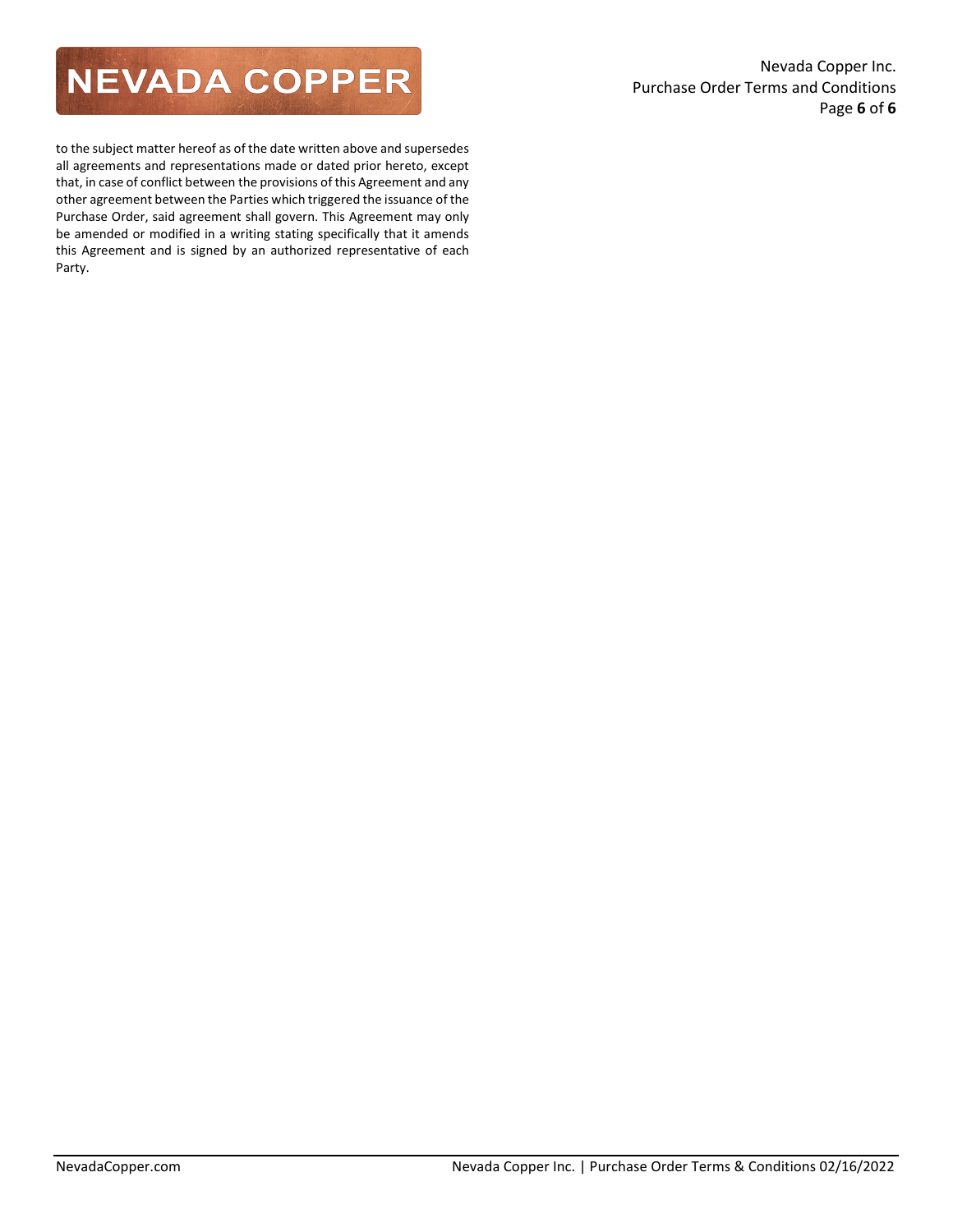to the subject matter hereof as of the date written above and supersedes all agreements and representations made or dated prior hereto, except that, in case of conflict between the provisions of this Agreement and any other agreement between the Parties which triggered the issuance of the Purchase Order, said agreement shall govern. This Agreement may only be amended or modified in a writing stating specifically that it amends this Agreement and is signed by an authorized representative of each Party.